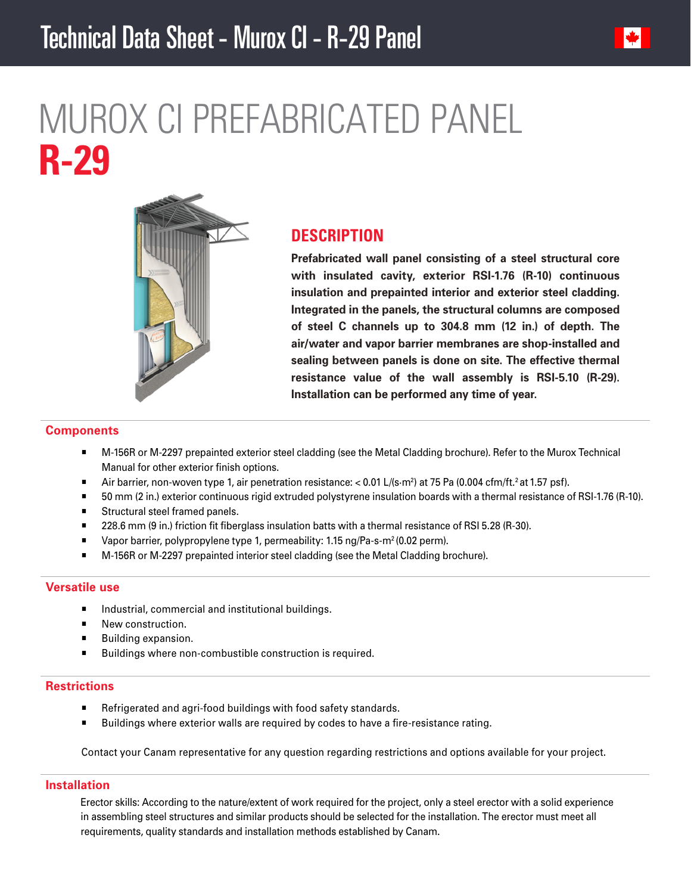# Technical Data Sheet - Murox CI - R-29 Panel

# MUROX CI PREFABRICATED PANEL
# **R-29**

## DESCRIPTION

**Prefabricated wall panel consisting of a steel structural core with insulated cavity, exterior RSI-1.76 (R-10) continuous insulation and prepainted interior and exterior steel cladding. Integrated in the panels, the structural columns are composed of steel C channels up to 304.8 mm (12 in.) of depth. The air/water and vapor barrier membranes are shop-installed and sealing between panels is done on site. The effective thermal resistance value of the wall assembly is RSI-5.10 (R-29). Installation can be performed any time of year.**

## Components

- M-156R or M-2297 prepainted exterior steel cladding (see the Metal Cladding brochure). Refer to the Murox Technical Manual for other exterior finish options.
- Air barrier, non-woven type 1, air penetration resistance: < 0.01 L/(s·m$^2$) at 75 Pa (0.004 cfm/ft.$^2$ at 1.57 psf).
- 50 mm (2 in.) exterior continuous rigid extruded polystyrene insulation boards with a thermal resistance of RSI-1.76 (R-10).
- Structural steel framed panels.
- 228.6 mm (9 in.) friction fit fiberglass insulation batts with a thermal resistance of RSI 5.28 (R-30).
- Vapor barrier, polypropylene type 1, permeability: 1.15 ng/Pa-s-m$^2$ (0.02 perm).
- M-156R or M-2297 prepainted interior steel cladding (see the Metal Cladding brochure).

## Versatile use

- Industrial, commercial and institutional buildings.
- New construction.
- Building expansion.
- Buildings where non-combustible construction is required.

## Restrictions

- Refrigerated and agri-food buildings with food safety standards.
- Buildings where exterior walls are required by codes to have a fire-resistance rating.

Contact your Canam representative for any question regarding restrictions and options available for your project.

## Installation

Erector skills: According to the nature/extent of work required for the project, only a steel erector with a solid experience in assembling steel structures and similar products should be selected for the installation. The erector must meet all requirements, quality standards and installation methods established by Canam.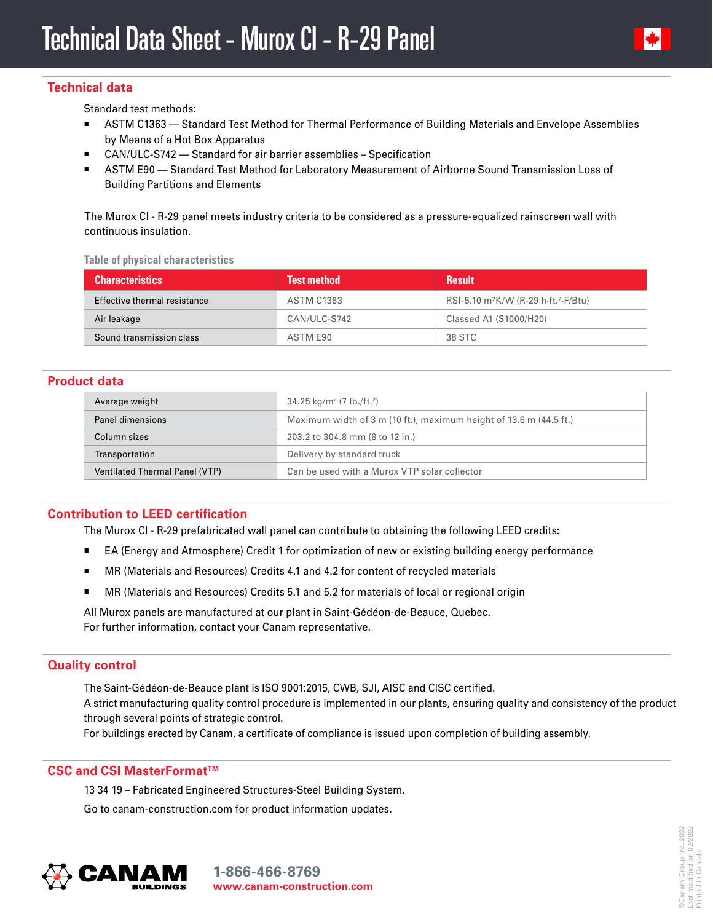# Technical Data Sheet - Murox CI - R-29 Panel

## Technical data

Standard test methods:

- ASTM C1363 — Standard Test Method for Thermal Performance of Building Materials and Envelope Assemblies by Means of a Hot Box Apparatus
- CAN/ULC-S742 — Standard for air barrier assemblies – Specification
- ASTM E90 — Standard Test Method for Laboratory Measurement of Airborne Sound Transmission Loss of Building Partitions and Elements

The Murox CI - R-29 panel meets industry criteria to be considered as a pressure-equalized rainscreen wall with continuous insulation.

Table of physical characteristics

| Characteristics | Test method | Result |
|---|---|---|
| Effective thermal resistance | ASTM C1363 | RSI-5.10 $m^2K/W$ (R-29 h·ft.$^2$·F/Btu) |
| Air leakage | CAN/ULC-S742 | Classed A1 (S1000/H20) |
| Sound transmission class | ASTM E90 | 38 STC |

## Product data

| | |
|---|---|
| Average weight | 34.25 kg/$m^2$ (7 lb./ft.$^2$) |
| Panel dimensions | Maximum width of 3 m (10 ft.), maximum height of 13.6 m (44.5 ft.) |
| Column sizes | 203.2 to 304.8 mm (8 to 12 in.) |
| Transportation | Delivery by standard truck |
| Ventilated Thermal Panel (VTP) | Can be used with a Murox VTP solar collector |

## Contribution to LEED certification

The Murox CI - R-29 prefabricated wall panel can contribute to obtaining the following LEED credits:

- EA (Energy and Atmosphere) Credit 1 for optimization of new or existing building energy performance
- MR (Materials and Resources) Credits 4.1 and 4.2 for content of recycled materials
- MR (Materials and Resources) Credits 5.1 and 5.2 for materials of local or regional origin

All Murox panels are manufactured at our plant in Saint-Gédéon-de-Beauce, Quebec.
For further information, contact your Canam representative.

## Quality control

The Saint-Gédéon-de-Beauce plant is ISO 9001:2015, CWB, SJI, AISC and CISC certified.
A strict manufacturing quality control procedure is implemented in our plants, ensuring quality and consistency of the product through several points of strategic control.
For buildings erected by Canam, a certificate of compliance is issued upon completion of building assembly.

## CSC and CSI MasterFormat™

13 34 19 – Fabricated Engineered Structures-Steel Building System.

Go to canam-construction.com for product information updates.

CANAM BUILDINGS

1-866-466-8769
www.canam-construction.com

©Canam Group Inc. 2022
Last modified on 02/2022
Printed in Canada